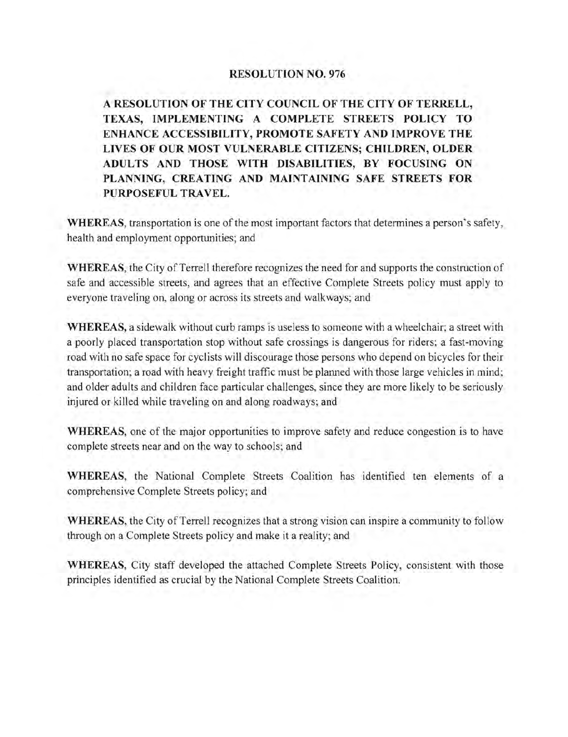# RESOLUTION NO. 976

## A RESOLUTION OF THE CITY COUNCIL OF THE CITY OF TERRELL, TEXAS, IMPLEMENTING A COMPLETE STREETS POLICY TO ENHANCE ACCESSIBILITY, PROMOTE SAFETY AND IMPROVE THE LIVES OF OUR MOST VULNERABLE CITIZENS; CHILDREN, OLDER ADULTS AND THOSE WITH DISABILITIES, BY FOCUSING ON PLANNING, CREATING AND MAINTAINING SAFE STREETS FOR PURPOSEFUL TRAVEL.

**WHEREAS**, transportation is one of the most important factors that determines a person's safety, health and employment opportunities; and

**WHEREAS**, the City of Terrell therefore recognizes the need for and supports the construction of safe and accessible streets, and agrees that an effective Complete Streets policy must apply to everyone traveling on, along or across its streets and walkways; and

**WHEREAS,** a sidewalk without curb ramps is useless to someone with a wheelchair; a street with a poorly placed transportation stop without safe crossings is dangerous for riders; a fast-moving road with no safe space for cyclists will discourage those persons who depend on bicycles for their transportation; a road with heavy freight traffic must be planned with those large vehicles in mind; and older adults and children face particular challenges, since they are more likely to be seriously injured or killed while traveling on and along roadways; and

**WHEREAS**, one of the major opportunities to improve safety and reduce congestion is to have complete streets near and on the way to schools; and

**WHEREAS**, the National Complete Streets Coalition has identified ten elements of a comprehensive Complete Streets policy; and

**WHEREAS**, the City of Terrell recognizes that a strong vision can inspire a community to follow through on a Complete Streets policy and make it a reality; and

**WHEREAS**, City staff developed the attached Complete Streets Policy, consistent with those principles identified as crucial by the National Complete Streets Coalition.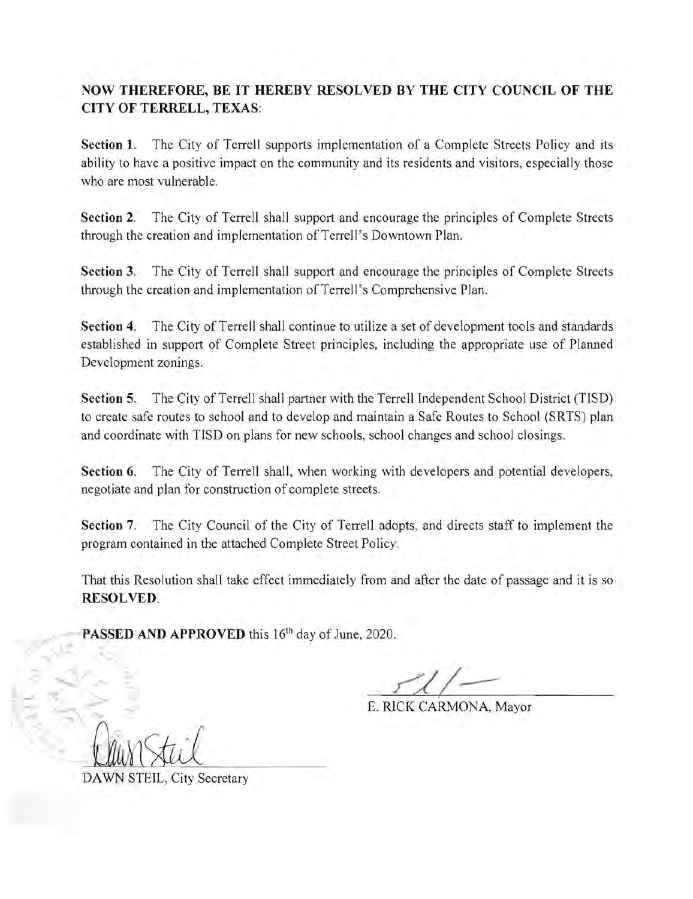**NOW THEREFORE, BE IT HEREBY RESOLVED BY THE CITY COUNCIL OF THE CITY OF TERRELL, TEXAS:**

**Section 1.** The City of Terrell supports implementation of a Complete Streets Policy and its ability to have a positive impact on the community and its residents and visitors, especially those who are most vulnerable.

**Section 2.** The City of Terrell shall support and encourage the principles of Complete Streets through the creation and implementation of Terrell's Downtown Plan.

**Section 3.** The City of Terrell shall support and encourage the principles of Complete Streets through the creation and implementation of Terrell's Comprehensive Plan.

**Section 4.** The City of Terrell shall continue to utilize a set of development tools and standards established in support of Complete Street principles, including the appropriate use of Planned Development zonings.

**Section 5.** The City of Terrell shall partner with the Terrell Independent School District (TISD) to create safe routes to school and to develop and maintain a Safe Routes to School (SRTS) plan and coordinate with TISD on plans for new schools, school changes and school closings.

**Section 6.** The City of Terrell shall, when working with developers and potential developers, negotiate and plan for construction of complete streets.

**Section 7.** The City Council of the City of Terrell adopts, and directs staff to implement the program contained in the attached Complete Street Policy.

That this Resolution shall take effect immediately from and after the date of passage and it is so **RESOLVED**.

**PASSED AND APPROVED** this 16th day of June, 2020.

E. RICK CARMONA, Mayor

DAWN STEIL, City Secretary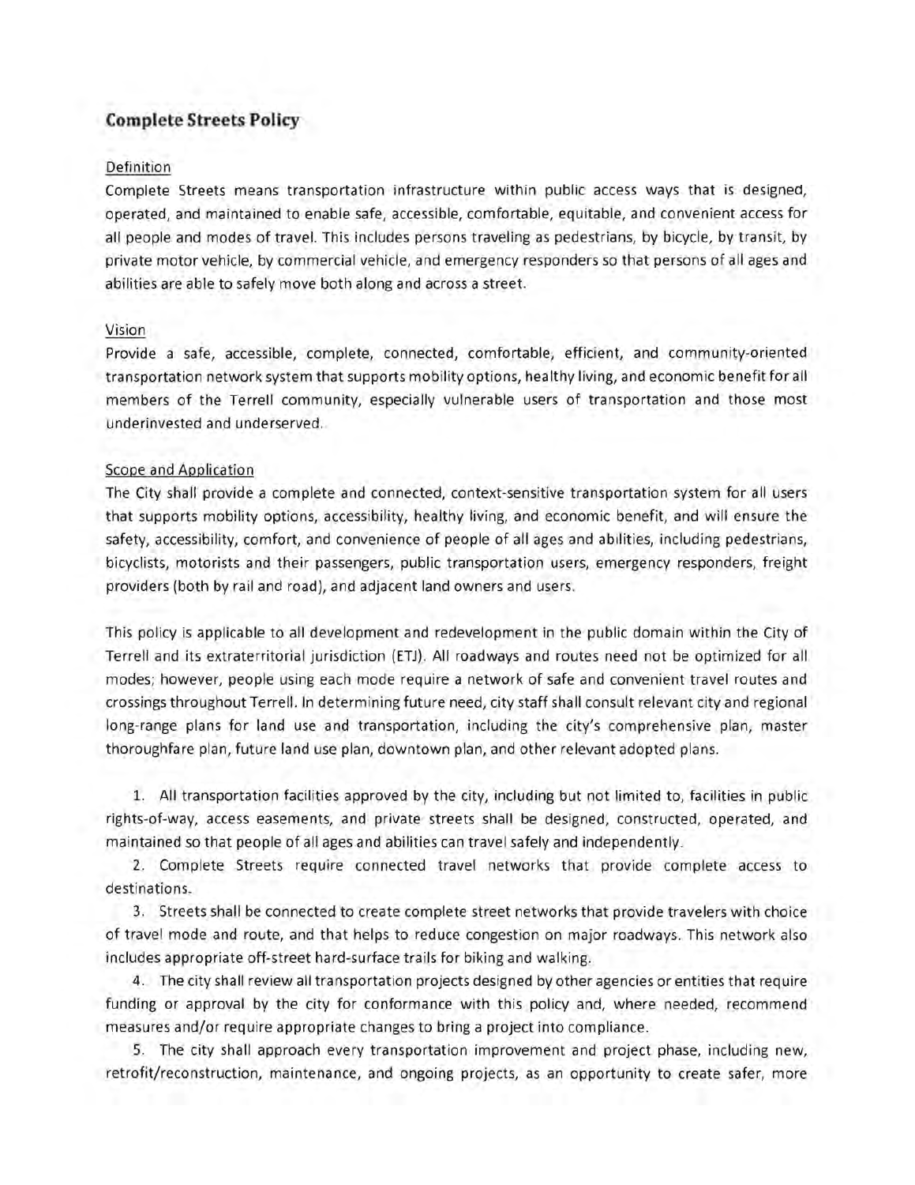## Complete Streets Policy

### Definition

Complete Streets means transportation infrastructure within public access ways that is designed, operated, and maintained to enable safe, accessible, comfortable, equitable, and convenient access for all people and modes of travel. This includes persons traveling as pedestrians, by bicycle, by transit, by private motor vehicle, by commercial vehicle, and emergency responders so that persons of all ages and abilities are able to safely move both along and across a street.

### Vision

Provide a safe, accessible, complete, connected, comfortable, efficient, and community-oriented transportation network system that supports mobility options, healthy living, and economic benefit for all members of the Terrell community, especially vulnerable users of transportation and those most underinvested and underserved.

### Scope and Application

The City shall provide a complete and connected, context-sensitive transportation system for all users that supports mobility options, accessibility, healthy living, and economic benefit, and will ensure the safety, accessibility, comfort, and convenience of people of all ages and abilities, including pedestrians, bicyclists, motorists and their passengers, public transportation users, emergency responders, freight providers (both by rail and road), and adjacent land owners and users.

This policy is applicable to all development and redevelopment in the public domain within the City of Terrell and its extraterritorial jurisdiction (ETJ). All roadways and routes need not be optimized for all modes; however, people using each mode require a network of safe and convenient travel routes and crossings throughout Terrell. In determining future need, city staff shall consult relevant city and regional long-range plans for land use and transportation, including the city's comprehensive plan, master thoroughfare plan, future land use plan, downtown plan, and other relevant adopted plans.

1. All transportation facilities approved by the city, including but not limited to, facilities in public rights-of-way, access easements, and private streets shall be designed, constructed, operated, and maintained so that people of all ages and abilities can travel safely and independently.
2. Complete Streets require connected travel networks that provide complete access to destinations.
3. Streets shall be connected to create complete street networks that provide travelers with choice of travel mode and route, and that helps to reduce congestion on major roadways. This network also includes appropriate off-street hard-surface trails for biking and walking.
4. The city shall review all transportation projects designed by other agencies or entities that require funding or approval by the city for conformance with this policy and, where needed, recommend measures and/or require appropriate changes to bring a project into compliance.
5. The city shall approach every transportation improvement and project phase, including new, retrofit/reconstruction, maintenance, and ongoing projects, as an opportunity to create safer, more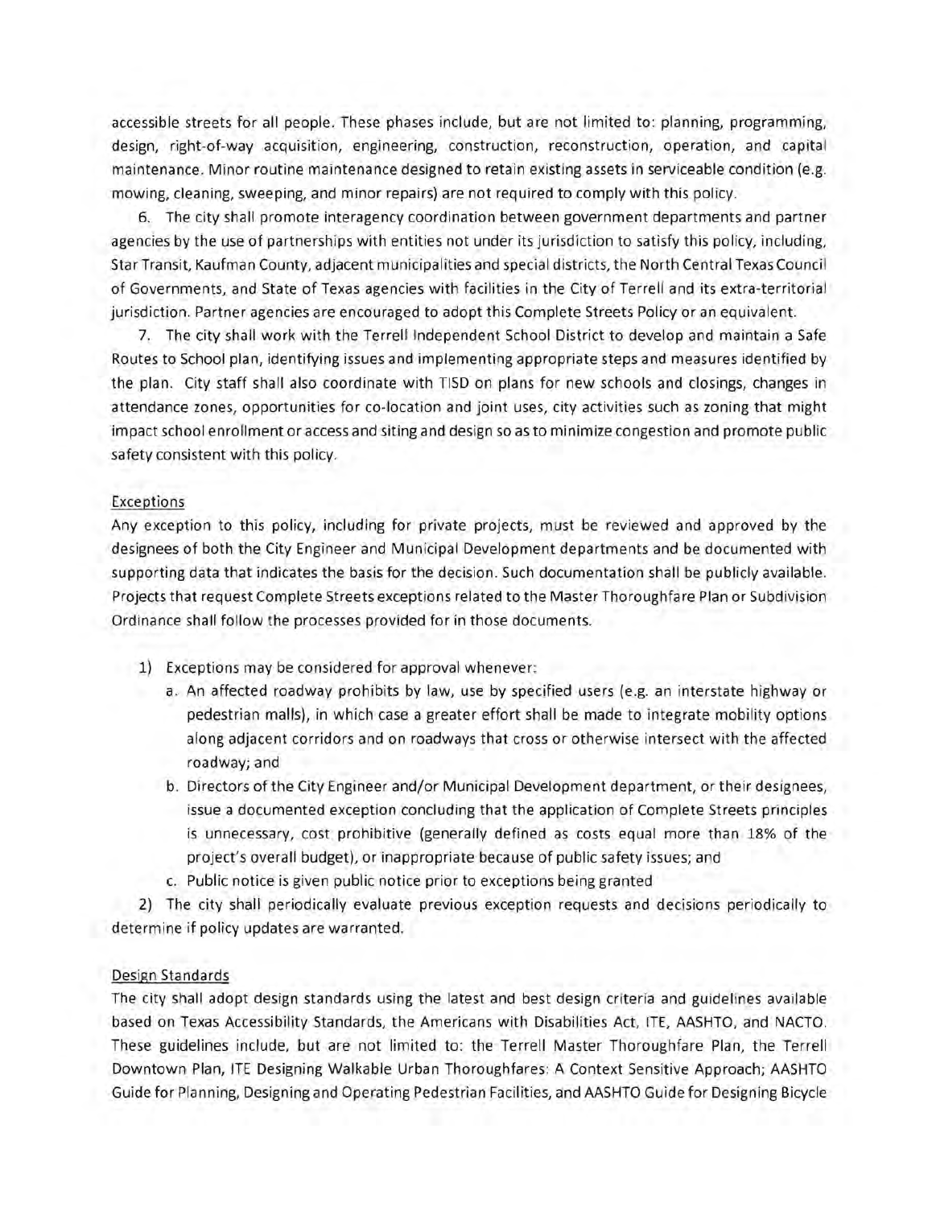accessible streets for all people. These phases include, but are not limited to: planning, programming, design, right-of-way acquisition, engineering, construction, reconstruction, operation, and capital maintenance. Minor routine maintenance designed to retain existing assets in serviceable condition (e.g. mowing, cleaning, sweeping, and minor repairs) are not required to comply with this policy.

6. The city shall promote interagency coordination between government departments and partner agencies by the use of partnerships with entities not under its jurisdiction to satisfy this policy, including, Star Transit, Kaufman County, adjacent municipalities and special districts, the North Central Texas Council of Governments, and State of Texas agencies with facilities in the City of Terrell and its extra-territorial jurisdiction. Partner agencies are encouraged to adopt this Complete Streets Policy or an equivalent.

7. The city shall work with the Terrell Independent School District to develop and maintain a Safe Routes to School plan, identifying issues and implementing appropriate steps and measures identified by the plan. City staff shall also coordinate with TISD on plans for new schools and closings, changes in attendance zones, opportunities for co-location and joint uses, city activities such as zoning that might impact school enrollment or access and siting and design so as to minimize congestion and promote public safety consistent with this policy.

Exceptions

Any exception to this policy, including for private projects, must be reviewed and approved by the designees of both the City Engineer and Municipal Development departments and be documented with supporting data that indicates the basis for the decision. Such documentation shall be publicly available. Projects that request Complete Streets exceptions related to the Master Thoroughfare Plan or Subdivision Ordinance shall follow the processes provided for in those documents.

1) Exceptions may be considered for approval whenever:
   a. An affected roadway prohibits by law, use by specified users (e.g. an interstate highway or pedestrian malls), in which case a greater effort shall be made to integrate mobility options along adjacent corridors and on roadways that cross or otherwise intersect with the affected roadway; and
   b. Directors of the City Engineer and/or Municipal Development department, or their designees, issue a documented exception concluding that the application of Complete Streets principles is unnecessary, cost prohibitive (generally defined as costs equal more than 18% of the project's overall budget), or inappropriate because of public safety issues; and
   c. Public notice is given public notice prior to exceptions being granted

2) The city shall periodically evaluate previous exception requests and decisions periodically to determine if policy updates are warranted.

Design Standards

The city shall adopt design standards using the latest and best design criteria and guidelines available based on Texas Accessibility Standards, the Americans with Disabilities Act, ITE, AASHTO, and NACTO. These guidelines include, but are not limited to: the Terrell Master Thoroughfare Plan, the Terrell Downtown Plan, ITE Designing Walkable Urban Thoroughfares: A Context Sensitive Approach; AASHTO Guide for Planning, Designing and Operating Pedestrian Facilities, and AASHTO Guide for Designing Bicycle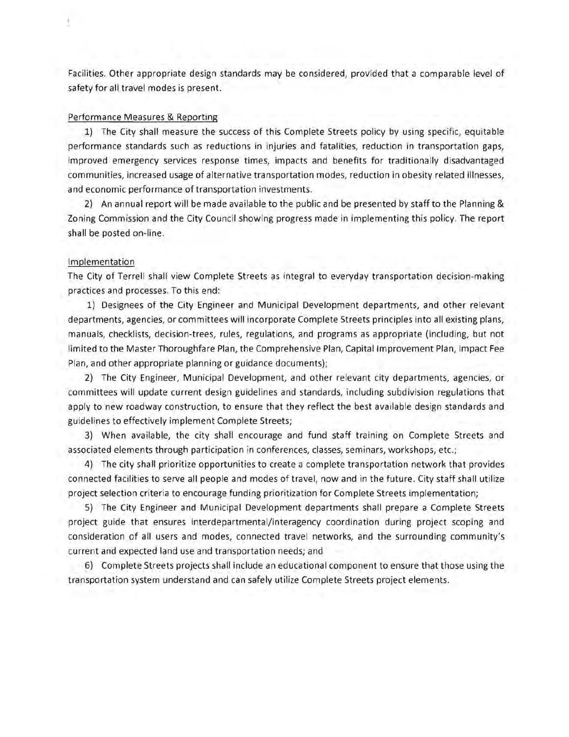Facilities. Other appropriate design standards may be considered, provided that a comparable level of safety for all travel modes is present.

Performance Measures & Reporting

1) The City shall measure the success of this Complete Streets policy by using specific, equitable performance standards such as reductions in injuries and fatalities, reduction in transportation gaps, improved emergency services response times, impacts and benefits for traditionally disadvantaged communities, increased usage of alternative transportation modes, reduction in obesity related illnesses, and economic performance of transportation investments.

2) An annual report will be made available to the public and be presented by staff to the Planning & Zoning Commission and the City Council showing progress made in implementing this policy. The report shall be posted on-line.

Implementation

The City of Terrell shall view Complete Streets as integral to everyday transportation decision-making practices and processes. To this end:

1) Designees of the City Engineer and Municipal Development departments, and other relevant departments, agencies, or committees will incorporate Complete Streets principles into all existing plans, manuals, checklists, decision-trees, rules, regulations, and programs as appropriate (including, but not limited to the Master Thoroughfare Plan, the Comprehensive Plan, Capital Improvement Plan, Impact Fee Plan, and other appropriate planning or guidance documents);

2) The City Engineer, Municipal Development, and other relevant city departments, agencies, or committees will update current design guidelines and standards, including subdivision regulations that apply to new roadway construction, to ensure that they reflect the best available design standards and guidelines to effectively implement Complete Streets;

3) When available, the city shall encourage and fund staff training on Complete Streets and associated elements through participation in conferences, classes, seminars, workshops, etc.;

4) The city shall prioritize opportunities to create a complete transportation network that provides connected facilities to serve all people and modes of travel, now and in the future. City staff shall utilize project selection criteria to encourage funding prioritization for Complete Streets implementation;

5) The City Engineer and Municipal Development departments shall prepare a Complete Streets project guide that ensures interdepartmental/interagency coordination during project scoping and consideration of all users and modes, connected travel networks, and the surrounding community's current and expected land use and transportation needs; and

6) Complete Streets projects shall include an educational component to ensure that those using the transportation system understand and can safely utilize Complete Streets project elements.